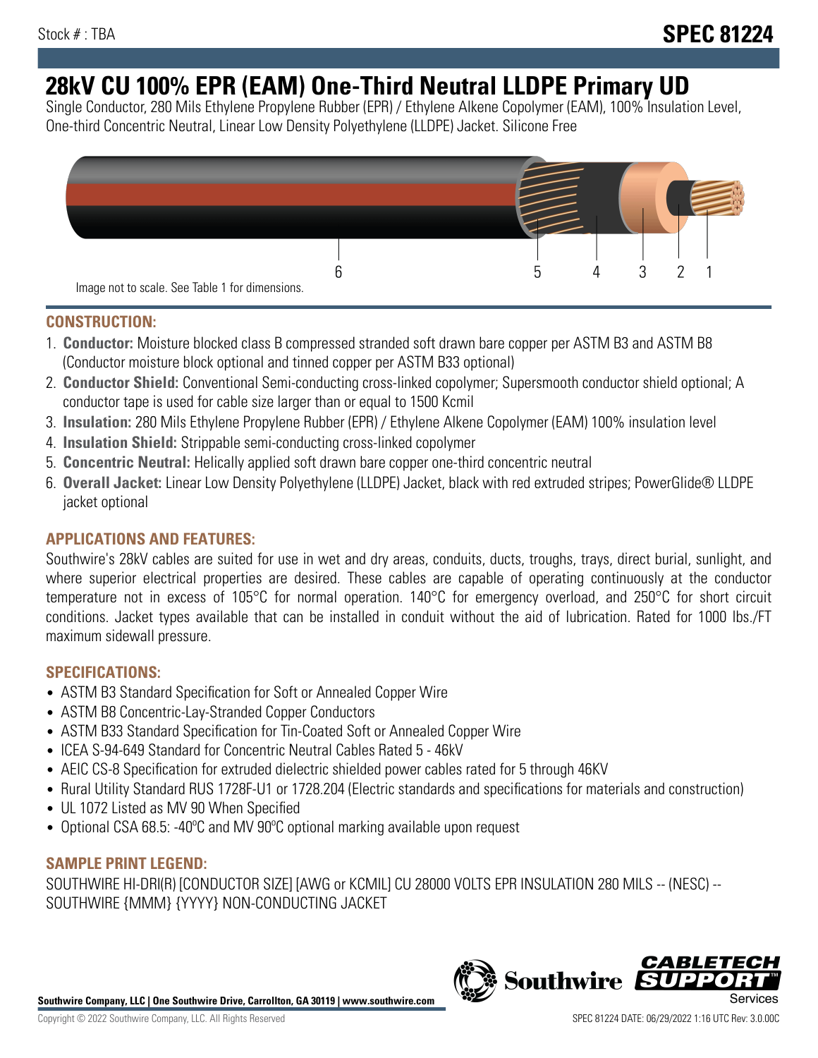Stock # : TBA

# SPEC 81224

# 28kV CU 100% EPR (EAM) One-Third Neutral LLDPE Primary UD

Single Conductor, 280 Mils Ethylene Propylene Rubber (EPR) / Ethylene Alkene Copolymer (EAM), 100% Insulation Level, One-third Concentric Neutral, Linear Low Density Polyethylene (LLDPE) Jacket. Silicone Free

6 5 4 3 2 1

Image not to scale. See Table 1 for dimensions.

## CONSTRUCTION:

1. **Conductor:** Moisture blocked class B compressed stranded soft drawn bare copper per ASTM B3 and ASTM B8 (Conductor moisture block optional and tinned copper per ASTM B33 optional)
2. **Conductor Shield:** Conventional Semi-conducting cross-linked copolymer; Supersmooth conductor shield optional; A conductor tape is used for cable size larger than or equal to 1500 Kcmil
3. **Insulation:** 280 Mils Ethylene Propylene Rubber (EPR) / Ethylene Alkene Copolymer (EAM) 100% insulation level
4. **Insulation Shield:** Strippable semi-conducting cross-linked copolymer
5. **Concentric Neutral:** Helically applied soft drawn bare copper one-third concentric neutral
6. **Overall Jacket:** Linear Low Density Polyethylene (LLDPE) Jacket, black with red extruded stripes; PowerGlide® LLDPE jacket optional

## APPLICATIONS AND FEATURES:

Southwire's 28kV cables are suited for use in wet and dry areas, conduits, ducts, troughs, trays, direct burial, sunlight, and where superior electrical properties are desired. These cables are capable of operating continuously at the conductor temperature not in excess of 105°C for normal operation. 140°C for emergency overload, and 250°C for short circuit conditions. Jacket types available that can be installed in conduit without the aid of lubrication. Rated for 1000 lbs./FT maximum sidewall pressure.

## SPECIFICATIONS:

- ASTM B3 Standard Specification for Soft or Annealed Copper Wire
- ASTM B8 Concentric-Lay-Stranded Copper Conductors
- ASTM B33 Standard Specification for Tin-Coated Soft or Annealed Copper Wire
- ICEA S-94-649 Standard for Concentric Neutral Cables Rated 5 - 46kV
- AEIC CS-8 Specification for extruded dielectric shielded power cables rated for 5 through 46KV
- Rural Utility Standard RUS 1728F-U1 or 1728.204 (Electric standards and specifications for materials and construction)
- UL 1072 Listed as MV 90 When Specified
- Optional CSA 68.5: -40ºC and MV 90ºC optional marking available upon request

## SAMPLE PRINT LEGEND:

SOUTHWIRE HI-DRI(R) [CONDUCTOR SIZE] [AWG or KCMIL] CU 28000 VOLTS EPR INSULATION 280 MILS -- (NESC) -- SOUTHWIRE {MMM} {YYYY} NON-CONDUCTING JACKET

**Southwire Company, LLC | One Southwire Drive, Carrollton, GA 30119 | www.southwire.com**

Copyright © 2022 Southwire Company, LLC. All Rights Reserved

SPEC 81224 DATE: 06/29/2022 1:16 UTC Rev: 3.0.00C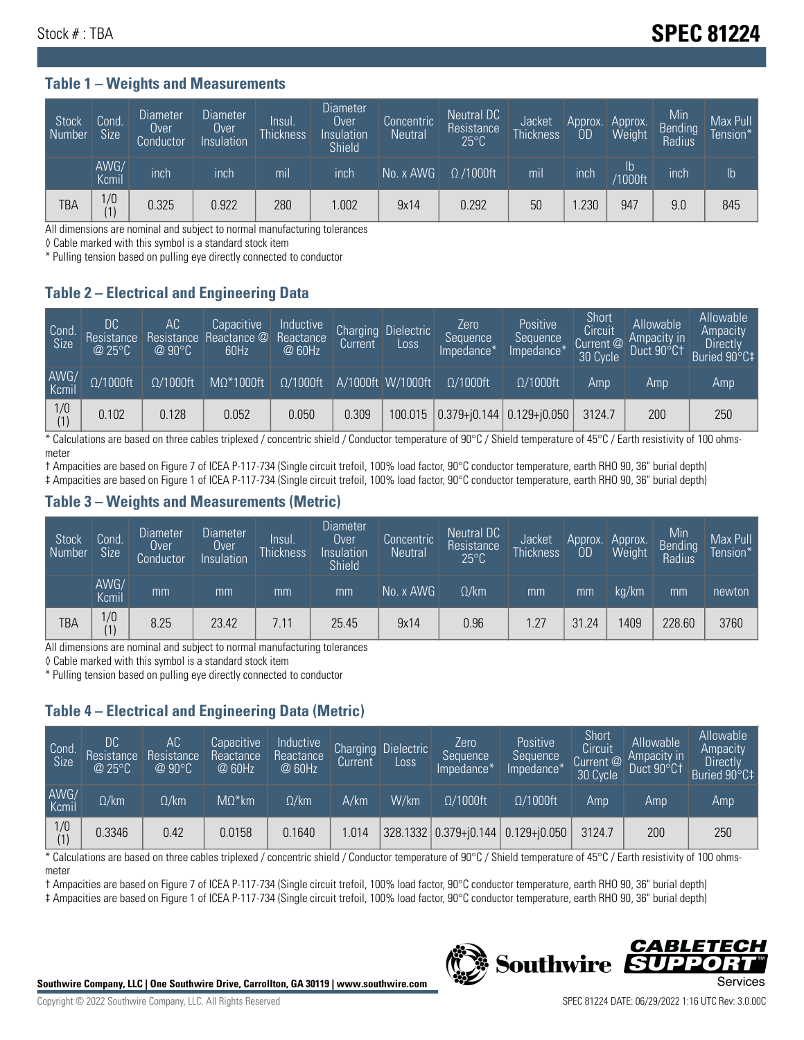Stock # : TBA

# SPEC 81224

### Table 1 – Weights and Measurements

| Stock Number | Cond. Size | Diameter Over Conductor | Diameter Over Insulation | Insul. Thickness | Diameter Over Insulation Shield | Concentric Neutral | Neutral DC Resistance 25°C | Jacket Thickness | Approx. OD | Approx. Weight | Min Bending Radius | Max Pull Tension* |
|---|---|---|---|---|---|---|---|---|---|---|---|---|
| | AWG/ Kcmil | inch | inch | mil | inch | No. x AWG | Ω /1000ft | mil | inch | lb /1000ft | inch | lb |
| TBA | 1/0 (1) | 0.325 | 0.922 | 280 | 1.002 | 9x14 | 0.292 | 50 | 1.230 | 947 | 9.0 | 845 |

All dimensions are nominal and subject to normal manufacturing tolerances

◊ Cable marked with this symbol is a standard stock item

* Pulling tension based on pulling eye directly connected to conductor

### Table 2 – Electrical and Engineering Data

| Cond. Size | DC Resistance @ 25°C | AC Resistance @ 90°C | Capacitive Reactance @ 60Hz | Inductive Reactance @ 60Hz | Charging Current | Dielectric Loss | Zero Sequence Impedance* | Positive Sequence Impedance* | Short Circuit Current @ 30 Cycle | Allowable Ampacity in Duct 90°C† | Allowable Ampacity Directly Buried 90°C‡ |
|---|---|---|---|---|---|---|---|---|---|---|---|
| AWG/ Kcmil | Ω/1000ft | Ω/1000ft | MΩ*1000ft | Ω/1000ft | A/1000ft | W/1000ft | Ω/1000ft | Ω/1000ft | Amp | Amp | Amp |
| 1/0 (1) | 0.102 | 0.128 | 0.052 | 0.050 | 0.309 | 100.015 | 0.379+j0.144 | 0.129+j0.050 | 3124.7 | 200 | 250 |

* Calculations are based on three cables triplexed / concentric shield / Conductor temperature of 90°C / Shield temperature of 45°C / Earth resistivity of 100 ohms-meter

† Ampacities are based on Figure 7 of ICEA P-117-734 (Single circuit trefoil, 100% load factor, 90°C conductor temperature, earth RHO 90, 36" burial depth)

‡ Ampacities are based on Figure 1 of ICEA P-117-734 (Single circuit trefoil, 100% load factor, 90°C conductor temperature, earth RHO 90, 36" burial depth)

### Table 3 – Weights and Measurements (Metric)

| Stock Number | Cond. Size | Diameter Over Conductor | Diameter Over Insulation | Insul. Thickness | Diameter Over Insulation Shield | Concentric Neutral | Neutral DC Resistance 25°C | Jacket Thickness | Approx. OD | Approx. Weight | Min Bending Radius | Max Pull Tension* |
|---|---|---|---|---|---|---|---|---|---|---|---|---|
| | AWG/ Kcmil | mm | mm | mm | mm | No. x AWG | Ω/km | mm | mm | kg/km | mm | newton |
| TBA | 1/0 (1) | 8.25 | 23.42 | 7.11 | 25.45 | 9x14 | 0.96 | 1.27 | 31.24 | 1409 | 228.60 | 3760 |

All dimensions are nominal and subject to normal manufacturing tolerances

◊ Cable marked with this symbol is a standard stock item

* Pulling tension based on pulling eye directly connected to conductor

### Table 4 – Electrical and Engineering Data (Metric)

| Cond. Size | DC Resistance @ 25°C | AC Resistance @ 90°C | Capacitive Reactance @ 60Hz | Inductive Reactance @ 60Hz | Charging Current | Dielectric Loss | Zero Sequence Impedance* | Positive Sequence Impedance* | Short Circuit Current @ 30 Cycle | Allowable Ampacity in Duct 90°C† | Allowable Ampacity Directly Buried 90°C‡ |
|---|---|---|---|---|---|---|---|---|---|---|---|
| AWG/ Kcmil | Ω/km | Ω/km | MΩ*km | Ω/km | A/km | W/km | Ω/1000ft | Ω/1000ft | Amp | Amp | Amp |
| 1/0 (1) | 0.3346 | 0.42 | 0.0158 | 0.1640 | 1.014 | 328.1332 | 0.379+j0.144 | 0.129+j0.050 | 3124.7 | 200 | 250 |

* Calculations are based on three cables triplexed / concentric shield / Conductor temperature of 90°C / Shield temperature of 45°C / Earth resistivity of 100 ohms-meter

† Ampacities are based on Figure 7 of ICEA P-117-734 (Single circuit trefoil, 100% load factor, 90°C conductor temperature, earth RHO 90, 36" burial depth)

‡ Ampacities are based on Figure 1 of ICEA P-117-734 (Single circuit trefoil, 100% load factor, 90°C conductor temperature, earth RHO 90, 36" burial depth)

**Southwire Company, LLC | One Southwire Drive, Carrollton, GA 30119 | www.southwire.com**

Copyright © 2022 Southwire Company, LLC. All Rights Reserved

SPEC 81224 DATE: 06/29/2022 1:16 UTC Rev: 3.0.00C